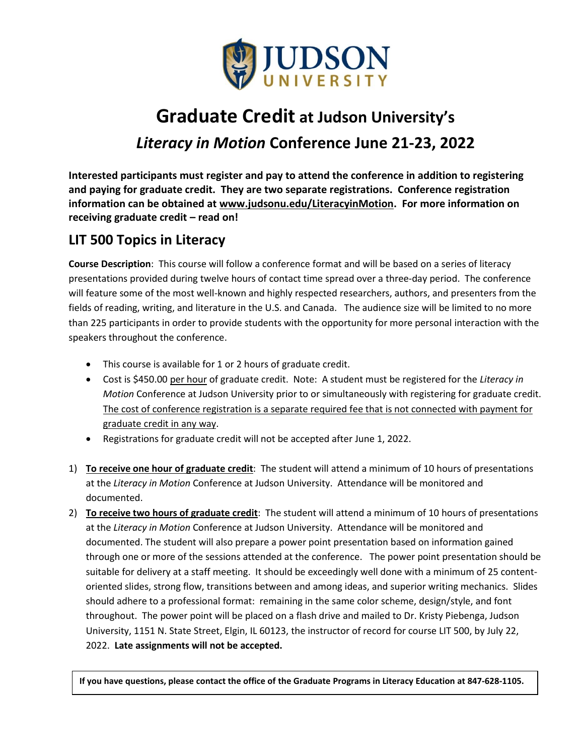# Graduate Credit at Judson University's

# *Literacy in Motion* Conference June 21-23, 2022

**Interested participants must register and pay to attend the conference in addition to registering and paying for graduate credit. They are two separate registrations. Conference registration information can be obtained at www.judsonu.edu/LiteracyinMotion. For more information on receiving graduate credit – read on!**

## LIT 500 Topics in Literacy

**Course Description**: This course will follow a conference format and will be based on a series of literacy presentations provided during twelve hours of contact time spread over a three-day period. The conference will feature some of the most well-known and highly respected researchers, authors, and presenters from the fields of reading, writing, and literature in the U.S. and Canada. The audience size will be limited to no more than 225 participants in order to provide students with the opportunity for more personal interaction with the speakers throughout the conference.

- This course is available for 1 or 2 hours of graduate credit.
- Cost is $450.00 per hour of graduate credit. Note: A student must be registered for the *Literacy in Motion* Conference at Judson University prior to or simultaneously with registering for graduate credit. The cost of conference registration is a separate required fee that is not connected with payment for graduate credit in any way.
- Registrations for graduate credit will not be accepted after June 1, 2022.

1) **To receive one hour of graduate credit**: The student will attend a minimum of 10 hours of presentations at the *Literacy in Motion* Conference at Judson University. Attendance will be monitored and documented.
2) **To receive two hours of graduate credit**: The student will attend a minimum of 10 hours of presentations at the *Literacy in Motion* Conference at Judson University. Attendance will be monitored and documented. The student will also prepare a power point presentation based on information gained through one or more of the sessions attended at the conference. The power point presentation should be suitable for delivery at a staff meeting. It should be exceedingly well done with a minimum of 25 content-oriented slides, strong flow, transitions between and among ideas, and superior writing mechanics. Slides should adhere to a professional format: remaining in the same color scheme, design/style, and font throughout. The power point will be placed on a flash drive and mailed to Dr. Kristy Piebenga, Judson University, 1151 N. State Street, Elgin, IL 60123, the instructor of record for course LIT 500, by July 22, 2022. **Late assignments will not be accepted.**

**If you have questions, please contact the office of the Graduate Programs in Literacy Education at 847-628-1105.**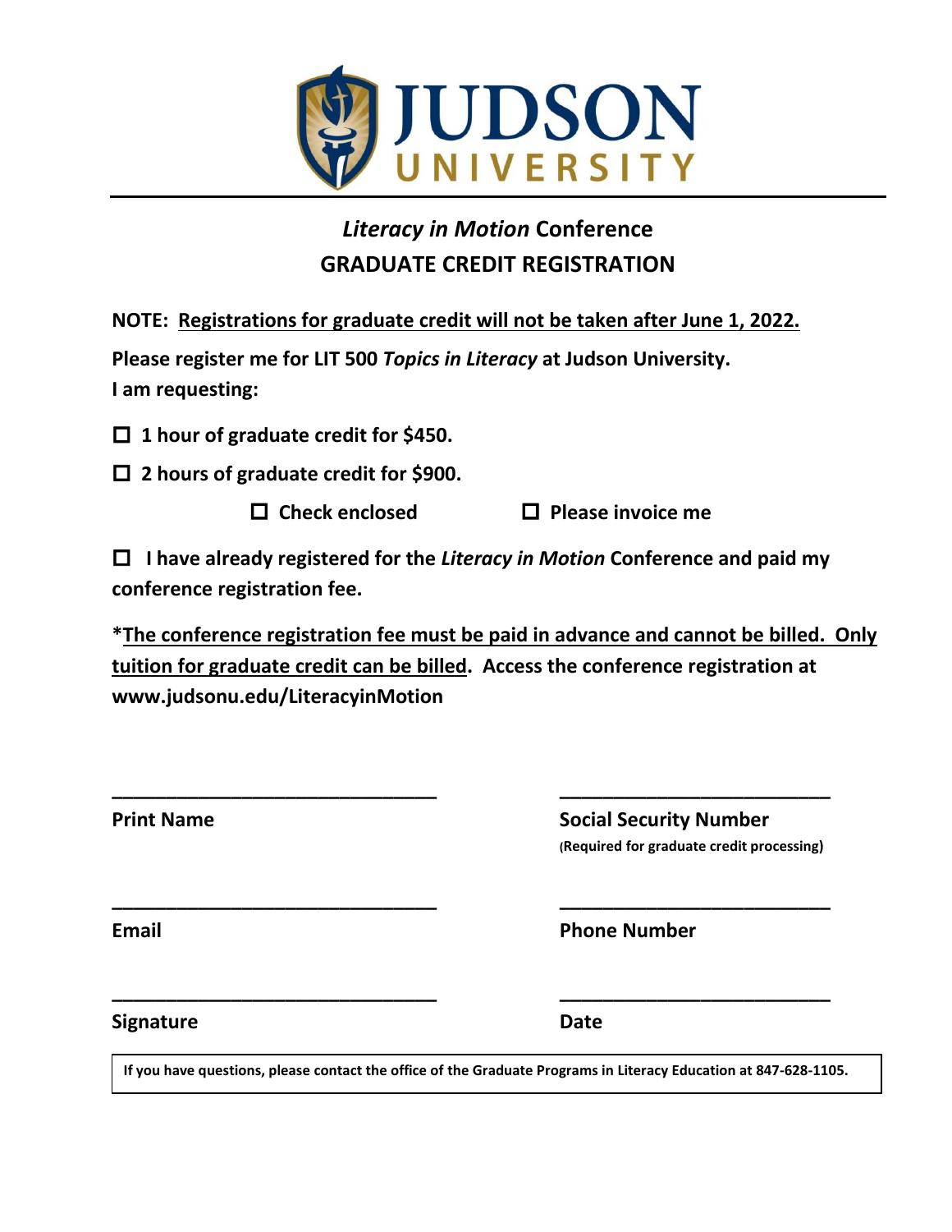# JUDSON UNIVERSITY

## *Literacy in Motion* Conference
## GRADUATE CREDIT REGISTRATION

**NOTE: <u>Registrations for graduate credit will not be taken after June 1, 2022.</u>**

**Please register me for LIT 500 *Topics in Literacy* at Judson University.**
**I am requesting:**

- ☐ **1 hour of graduate credit for $450.**
- ☐ **2 hours of graduate credit for $900.**

☐ **Check enclosed** ☐ **Please invoice me**

☐ **I have already registered for the *Literacy in Motion* Conference and paid my conference registration fee.**

**\*<u>The conference registration fee must be paid in advance and cannot be billed. Only tuition for graduate credit can be billed</u>. Access the conference registration at www.judsonu.edu/LiteracyinMotion**

______________________________
**Print Name**

______________________________
**Social Security Number**
**(Required for graduate credit processing)**

______________________________
**Email**

______________________________
**Phone Number**

______________________________
**Signature**

______________________________
**Date**

**If you have questions, please contact the office of the Graduate Programs in Literacy Education at 847-628-1105.**